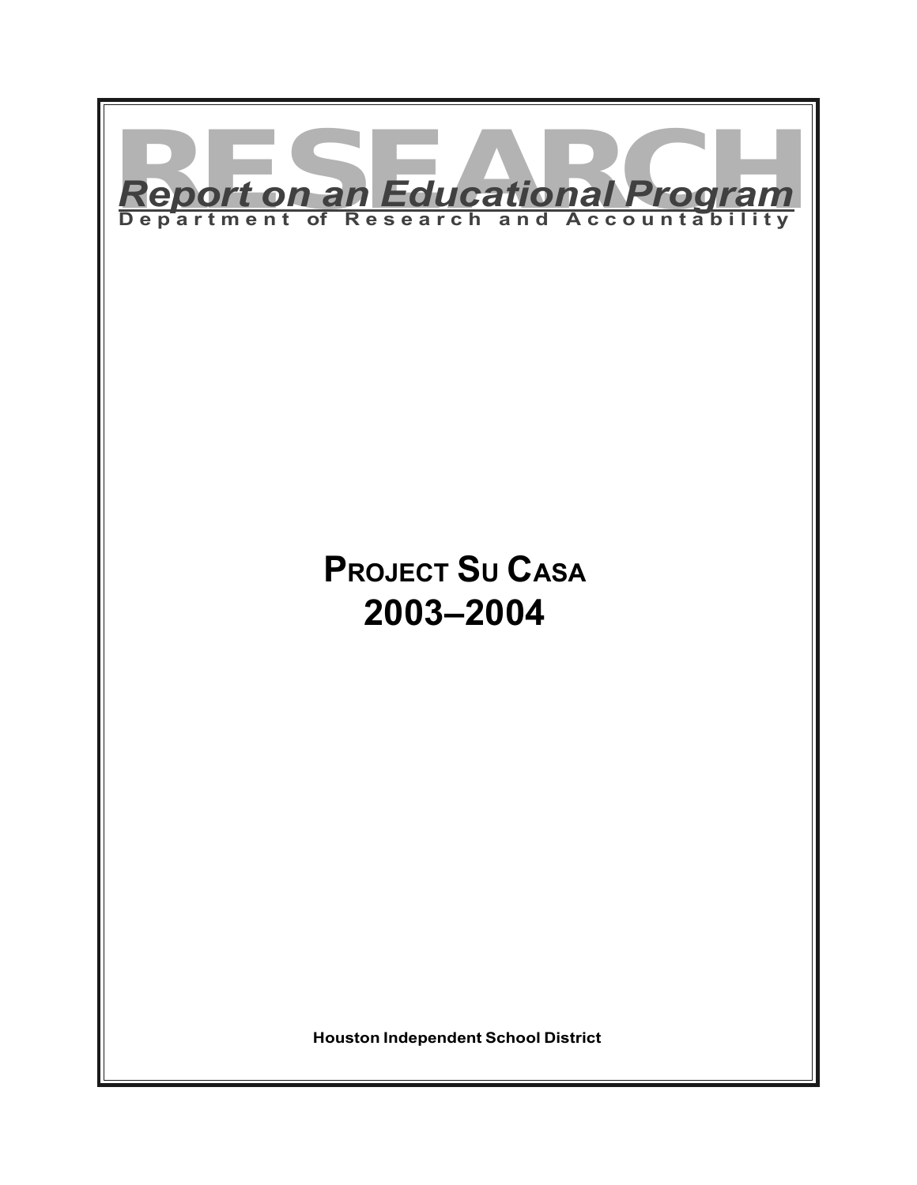RESEARCH

**Report on an Educational Program**

Department of Research and Accountability

# PROJECT SU CASA
# 2003–2004

**Houston Independent School District**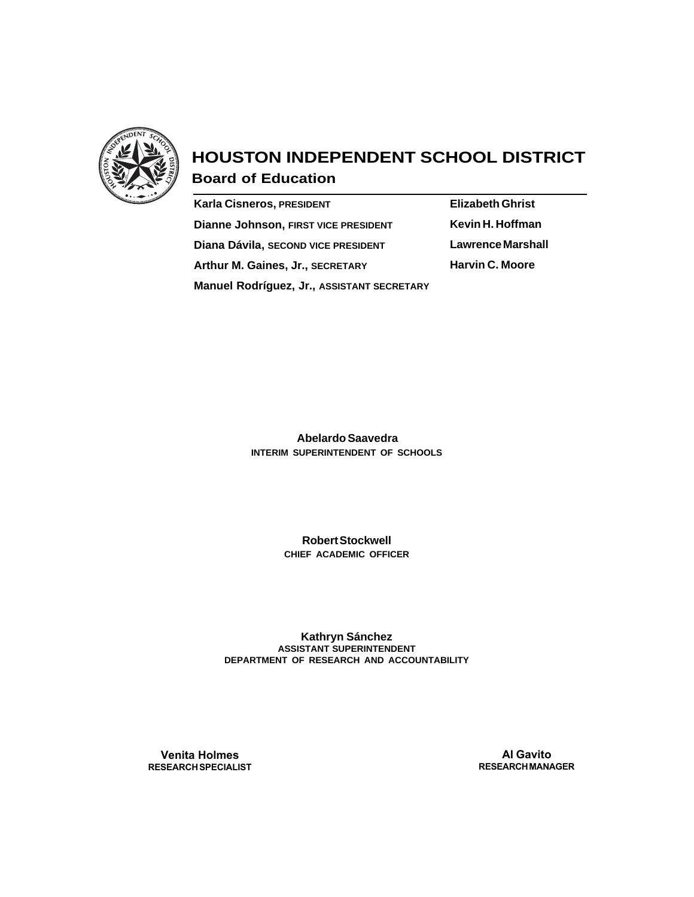# HOUSTON INDEPENDENT SCHOOL DISTRICT

## Board of Education

**Karla Cisneros, PRESIDENT**

**Dianne Johnson, FIRST VICE PRESIDENT**

**Diana Dávila, SECOND VICE PRESIDENT**

**Arthur M. Gaines, Jr., SECRETARY**

**Manuel Rodríguez, Jr., ASSISTANT SECRETARY**

**Elizabeth Ghrist**

**Kevin H. Hoffman**

**Lawrence Marshall**

**Harvin C. Moore**

**Abelardo Saavedra**
INTERIM SUPERINTENDENT OF SCHOOLS

**Robert Stockwell**
CHIEF ACADEMIC OFFICER

**Kathryn Sánchez**
ASSISTANT SUPERINTENDENT
DEPARTMENT OF RESEARCH AND ACCOUNTABILITY

**Venita Holmes**
RESEARCH SPECIALIST

**Al Gavito**
RESEARCH MANAGER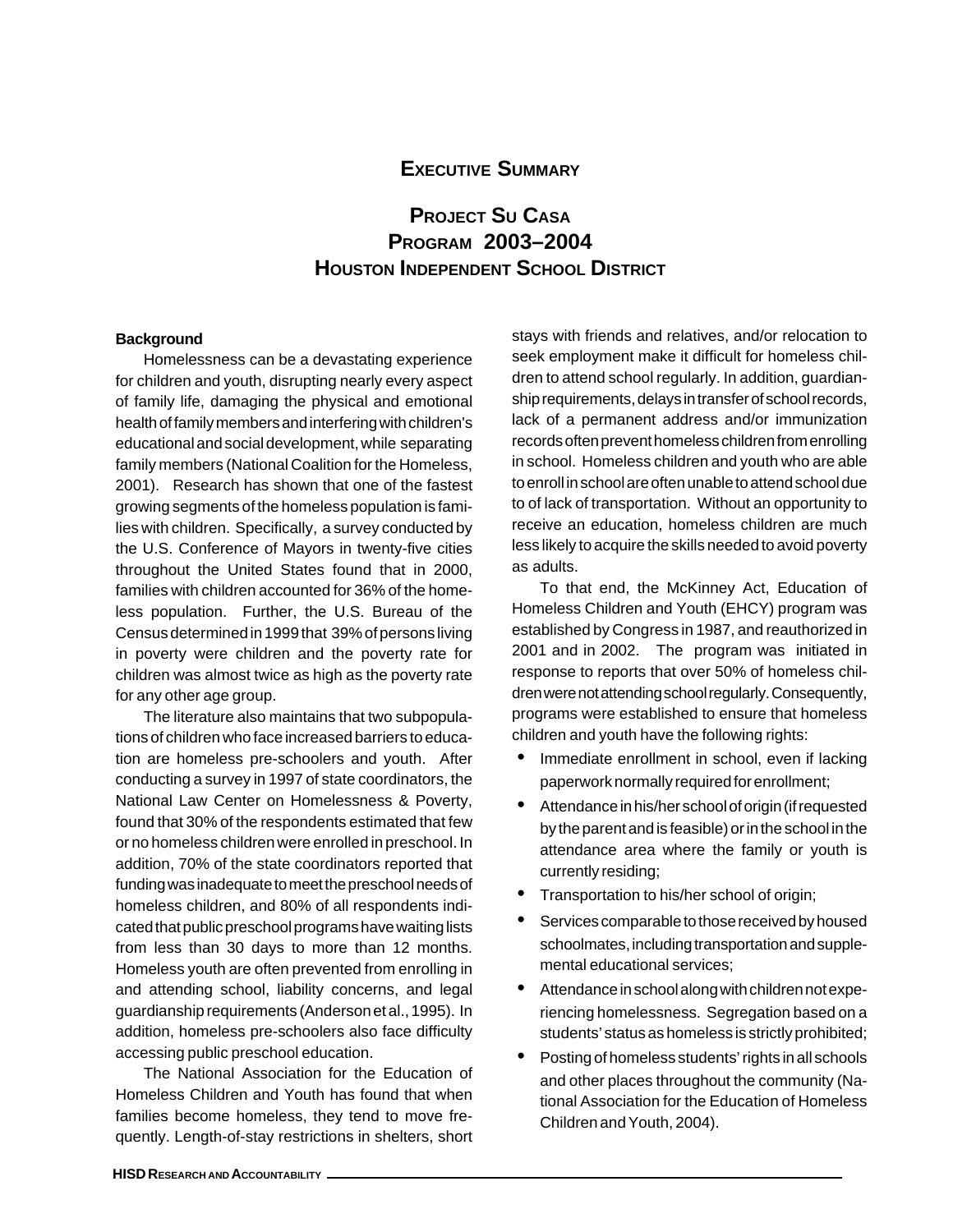# Executive Summary

## Project Su Casa Program 2003–2004 Houston Independent School District

**Background**

Homelessness can be a devastating experience for children and youth, disrupting nearly every aspect of family life, damaging the physical and emotional health of family members and interfering with children's educational and social development, while separating family members (National Coalition for the Homeless, 2001). Research has shown that one of the fastest growing segments of the homeless population is families with children. Specifically, a survey conducted by the U.S. Conference of Mayors in twenty-five cities throughout the United States found that in 2000, families with children accounted for 36% of the homeless population. Further, the U.S. Bureau of the Census determined in 1999 that 39% of persons living in poverty were children and the poverty rate for children was almost twice as high as the poverty rate for any other age group.

The literature also maintains that two subpopulations of children who face increased barriers to education are homeless pre-schoolers and youth. After conducting a survey in 1997 of state coordinators, the National Law Center on Homelessness & Poverty, found that 30% of the respondents estimated that few or no homeless children were enrolled in preschool. In addition, 70% of the state coordinators reported that funding was inadequate to meet the preschool needs of homeless children, and 80% of all respondents indicated that public preschool programs have waiting lists from less than 30 days to more than 12 months. Homeless youth are often prevented from enrolling in and attending school, liability concerns, and legal guardianship requirements (Anderson et al., 1995). In addition, homeless pre-schoolers also face difficulty accessing public preschool education.

The National Association for the Education of Homeless Children and Youth has found that when families become homeless, they tend to move frequently. Length-of-stay restrictions in shelters, short stays with friends and relatives, and/or relocation to seek employment make it difficult for homeless children to attend school regularly. In addition, guardianship requirements, delays in transfer of school records, lack of a permanent address and/or immunization records often prevent homeless children from enrolling in school. Homeless children and youth who are able to enroll in school are often unable to attend school due to of lack of transportation. Without an opportunity to receive an education, homeless children are much less likely to acquire the skills needed to avoid poverty as adults.

To that end, the McKinney Act, Education of Homeless Children and Youth (EHCY) program was established by Congress in 1987, and reauthorized in 2001 and in 2002. The program was initiated in response to reports that over 50% of homeless children were not attending school regularly. Consequently, programs were established to ensure that homeless children and youth have the following rights:

- Immediate enrollment in school, even if lacking paperwork normally required for enrollment;
- Attendance in his/her school of origin (if requested by the parent and is feasible) or in the school in the attendance area where the family or youth is currently residing;
- Transportation to his/her school of origin;
- Services comparable to those received by housed schoolmates, including transportation and supplemental educational services;
- Attendance in school along with children not experiencing homelessness. Segregation based on a students' status as homeless is strictly prohibited;
- Posting of homeless students' rights in all schools and other places throughout the community (National Association for the Education of Homeless Children and Youth, 2004).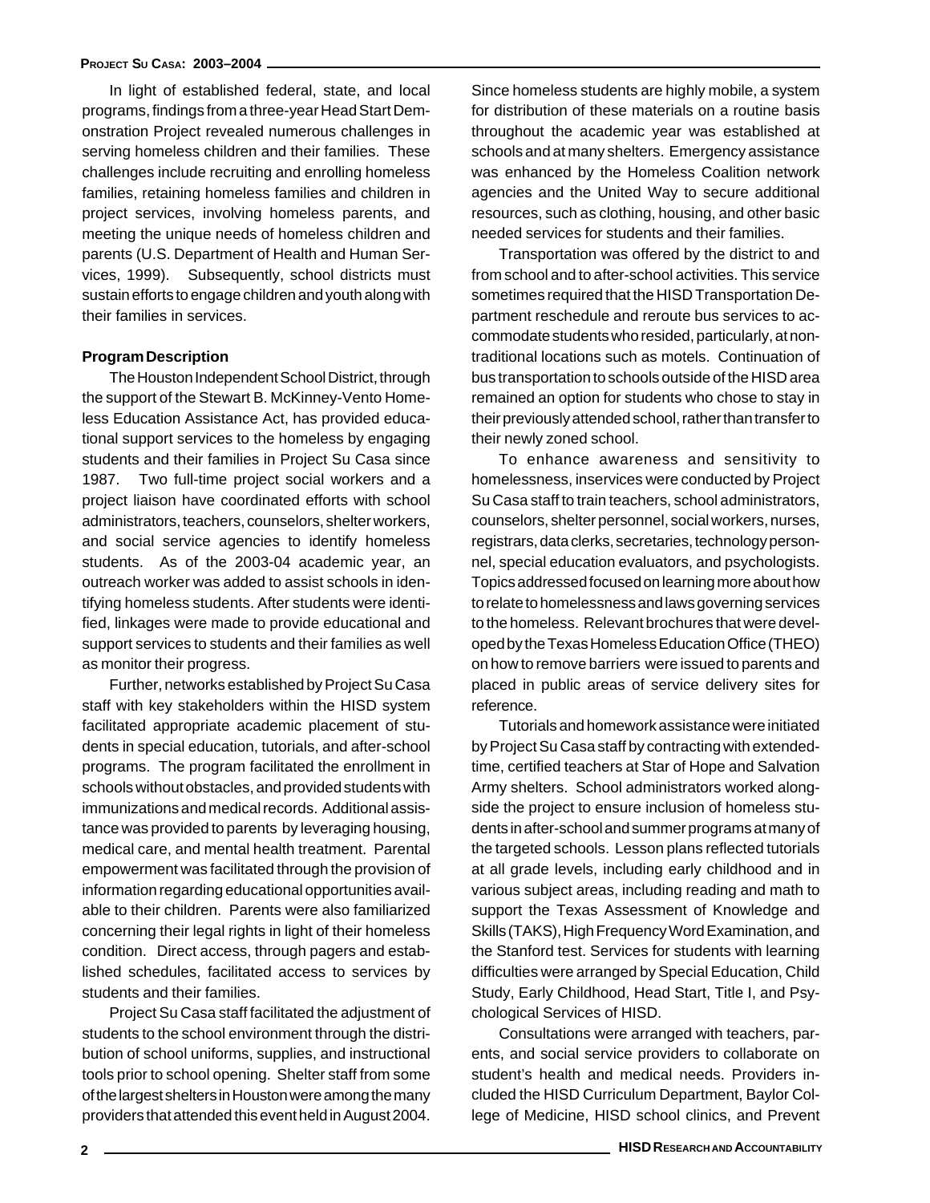In light of established federal, state, and local programs, findings from a three-year Head Start Demonstration Project revealed numerous challenges in serving homeless children and their families. These challenges include recruiting and enrolling homeless families, retaining homeless families and children in project services, involving homeless parents, and meeting the unique needs of homeless children and parents (U.S. Department of Health and Human Services, 1999). Subsequently, school districts must sustain efforts to engage children and youth along with their families in services.

**Program Description**

The Houston Independent School District, through the support of the Stewart B. McKinney-Vento Homeless Education Assistance Act, has provided educational support services to the homeless by engaging students and their families in Project Su Casa since 1987. Two full-time project social workers and a project liaison have coordinated efforts with school administrators, teachers, counselors, shelter workers, and social service agencies to identify homeless students. As of the 2003-04 academic year, an outreach worker was added to assist schools in identifying homeless students. After students were identified, linkages were made to provide educational and support services to students and their families as well as monitor their progress.

Further, networks established by Project Su Casa staff with key stakeholders within the HISD system facilitated appropriate academic placement of students in special education, tutorials, and after-school programs. The program facilitated the enrollment in schools without obstacles, and provided students with immunizations and medical records. Additional assistance was provided to parents by leveraging housing, medical care, and mental health treatment. Parental empowerment was facilitated through the provision of information regarding educational opportunities available to their children. Parents were also familiarized concerning their legal rights in light of their homeless condition. Direct access, through pagers and established schedules, facilitated access to services by students and their families.

Project Su Casa staff facilitated the adjustment of students to the school environment through the distribution of school uniforms, supplies, and instructional tools prior to school opening. Shelter staff from some of the largest shelters in Houston were among the many providers that attended this event held in August 2004. Since homeless students are highly mobile, a system for distribution of these materials on a routine basis throughout the academic year was established at schools and at many shelters. Emergency assistance was enhanced by the Homeless Coalition network agencies and the United Way to secure additional resources, such as clothing, housing, and other basic needed services for students and their families.

Transportation was offered by the district to and from school and to after-school activities. This service sometimes required that the HISD Transportation Department reschedule and reroute bus services to accommodate students who resided, particularly, at nontraditional locations such as motels. Continuation of bus transportation to schools outside of the HISD area remained an option for students who chose to stay in their previously attended school, rather than transfer to their newly zoned school.

To enhance awareness and sensitivity to homelessness, inservices were conducted by Project Su Casa staff to train teachers, school administrators, counselors, shelter personnel, social workers, nurses, registrars, data clerks, secretaries, technology personnel, special education evaluators, and psychologists. Topics addressed focused on learning more about how to relate to homelessness and laws governing services to the homeless. Relevant brochures that were developed by the Texas Homeless Education Office (THEO) on how to remove barriers were issued to parents and placed in public areas of service delivery sites for reference.

Tutorials and homework assistance were initiated by Project Su Casa staff by contracting with extended-time, certified teachers at Star of Hope and Salvation Army shelters. School administrators worked alongside the project to ensure inclusion of homeless students in after-school and summer programs at many of the targeted schools. Lesson plans reflected tutorials at all grade levels, including early childhood and in various subject areas, including reading and math to support the Texas Assessment of Knowledge and Skills (TAKS), High Frequency Word Examination, and the Stanford test. Services for students with learning difficulties were arranged by Special Education, Child Study, Early Childhood, Head Start, Title I, and Psychological Services of HISD.

Consultations were arranged with teachers, parents, and social service providers to collaborate on student's health and medical needs. Providers included the HISD Curriculum Department, Baylor College of Medicine, HISD school clinics, and Prevent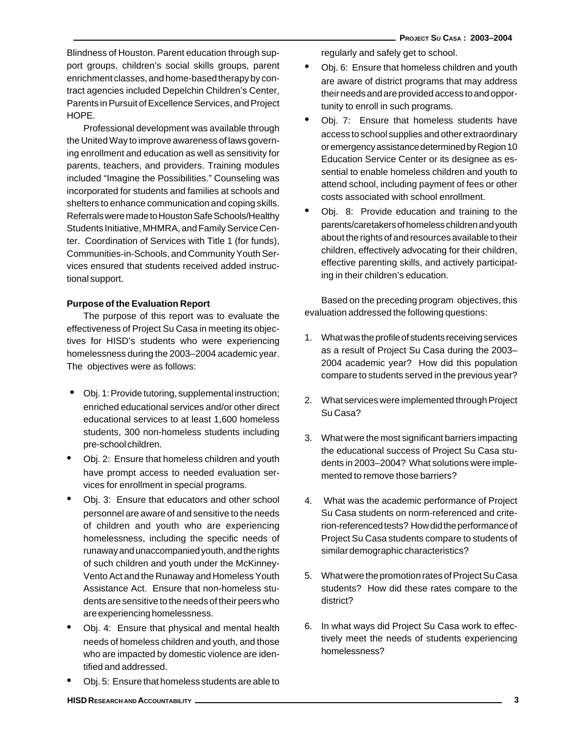Blindness of Houston. Parent education through support groups, children's social skills groups, parent enrichment classes, and home-based therapy by contract agencies included Depelchin Children's Center, Parents in Pursuit of Excellence Services, and Project HOPE.

Professional development was available through the United Way to improve awareness of laws governing enrollment and education as well as sensitivity for parents, teachers, and providers. Training modules included "Imagine the Possibilities." Counseling was incorporated for students and families at schools and shelters to enhance communication and coping skills. Referrals were made to Houston Safe Schools/Healthy Students Initiative, MHMRA, and Family Service Center. Coordination of Services with Title 1 (for funds), Communities-in-Schools, and Community Youth Services ensured that students received added instructional support.

**Purpose of the Evaluation Report**

The purpose of this report was to evaluate the effectiveness of Project Su Casa in meeting its objectives for HISD's students who were experiencing homelessness during the 2003–2004 academic year. The objectives were as follows:

- Obj. 1: Provide tutoring, supplemental instruction; enriched educational services and/or other direct educational services to at least 1,600 homeless students, 300 non-homeless students including pre-school children.
- Obj. 2: Ensure that homeless children and youth have prompt access to needed evaluation services for enrollment in special programs.
- Obj. 3: Ensure that educators and other school personnel are aware of and sensitive to the needs of children and youth who are experiencing homelessness, including the specific needs of runaway and unaccompanied youth, and the rights of such children and youth under the McKinney-Vento Act and the Runaway and Homeless Youth Assistance Act. Ensure that non-homeless students are sensitive to the needs of their peers who are experiencing homelessness.
- Obj. 4: Ensure that physical and mental health needs of homeless children and youth, and those who are impacted by domestic violence are identified and addressed.
- Obj. 5: Ensure that homeless students are able to regularly and safely get to school.
- Obj. 6: Ensure that homeless children and youth are aware of district programs that may address their needs and are provided access to and opportunity to enroll in such programs.
- Obj. 7: Ensure that homeless students have access to school supplies and other extraordinary or emergency assistance determined by Region 10 Education Service Center or its designee as essential to enable homeless children and youth to attend school, including payment of fees or other costs associated with school enrollment.
- Obj. 8: Provide education and training to the parents/caretakers of homeless children and youth about the rights of and resources available to their children, effectively advocating for their children, effective parenting skills, and actively participating in their children's education.

Based on the preceding program objectives, this evaluation addressed the following questions:

1. What was the profile of students receiving services as a result of Project Su Casa during the 2003–2004 academic year? How did this population compare to students served in the previous year?
2. What services were implemented through Project Su Casa?
3. What were the most significant barriers impacting the educational success of Project Su Casa students in 2003–2004? What solutions were implemented to remove those barriers?
4. What was the academic performance of Project Su Casa students on norm-referenced and criterion-referenced tests? How did the performance of Project Su Casa students compare to students of similar demographic characteristics?
5. What were the promotion rates of Project Su Casa students? How did these rates compare to the district?
6. In what ways did Project Su Casa work to effectively meet the needs of students experiencing homelessness?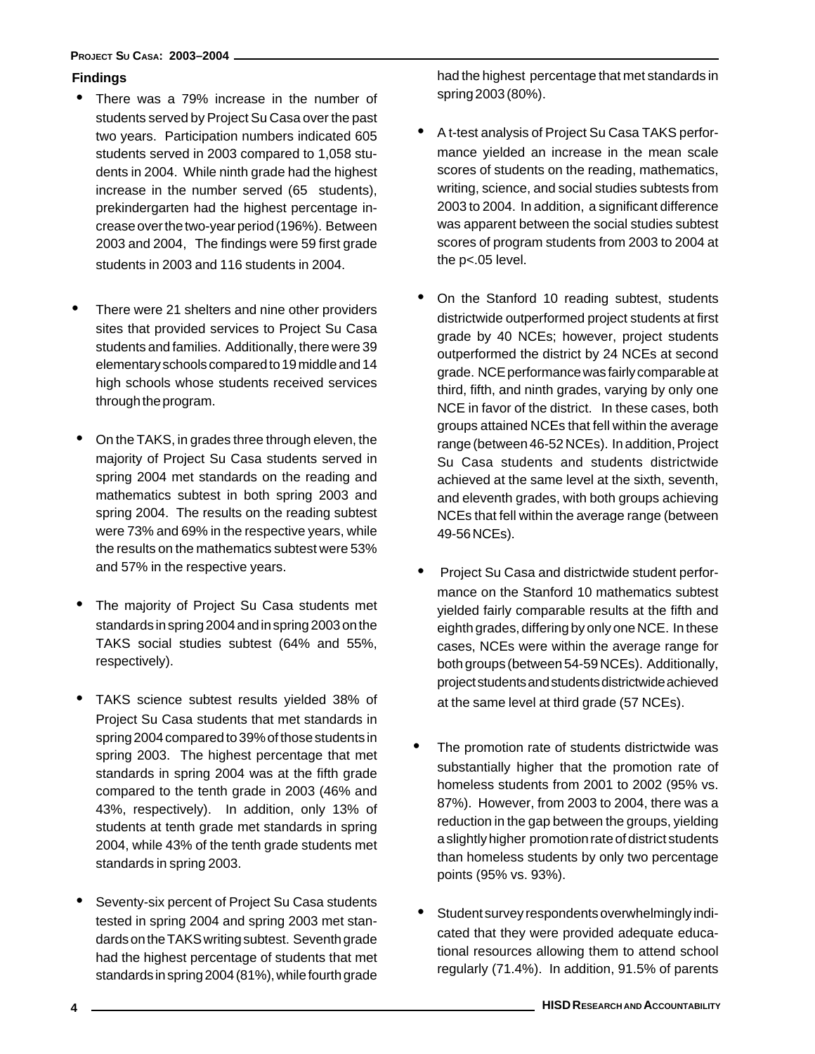## Findings

- There was a 79% increase in the number of students served by Project Su Casa over the past two years. Participation numbers indicated 605 students served in 2003 compared to 1,058 students in 2004. While ninth grade had the highest increase in the number served (65 students), prekindergarten had the highest percentage increase over the two-year period (196%). Between 2003 and 2004, The findings were 59 first grade students in 2003 and 116 students in 2004.

- There were 21 shelters and nine other providers sites that provided services to Project Su Casa students and families. Additionally, there were 39 elementary schools compared to 19 middle and 14 high schools whose students received services through the program.

- On the TAKS, in grades three through eleven, the majority of Project Su Casa students served in spring 2004 met standards on the reading and mathematics subtest in both spring 2003 and spring 2004. The results on the reading subtest were 73% and 69% in the respective years, while the results on the mathematics subtest were 53% and 57% in the respective years.

- The majority of Project Su Casa students met standards in spring 2004 and in spring 2003 on the TAKS social studies subtest (64% and 55%, respectively).

- TAKS science subtest results yielded 38% of Project Su Casa students that met standards in spring 2004 compared to 39% of those students in spring 2003. The highest percentage that met standards in spring 2004 was at the fifth grade compared to the tenth grade in 2003 (46% and 43%, respectively). In addition, only 13% of students at tenth grade met standards in spring 2004, while 43% of the tenth grade students met standards in spring 2003.

- Seventy-six percent of Project Su Casa students tested in spring 2004 and spring 2003 met standards on the TAKS writing subtest. Seventh grade had the highest percentage of students that met standards in spring 2004 (81%), while fourth grade had the highest percentage that met standards in spring 2003 (80%).

- A t-test analysis of Project Su Casa TAKS performance yielded an increase in the mean scale scores of students on the reading, mathematics, writing, science, and social studies subtests from 2003 to 2004. In addition, a significant difference was apparent between the social studies subtest scores of program students from 2003 to 2004 at the $p<.05$ level.

- On the Stanford 10 reading subtest, students districtwide outperformed project students at first grade by 40 NCEs; however, project students outperformed the district by 24 NCEs at second grade. NCE performance was fairly comparable at third, fifth, and ninth grades, varying by only one NCE in favor of the district. In these cases, both groups attained NCEs that fell within the average range (between 46-52 NCEs). In addition, Project Su Casa students and students districtwide achieved at the same level at the sixth, seventh, and eleventh grades, with both groups achieving NCEs that fell within the average range (between 49-56 NCEs).

- Project Su Casa and districtwide student performance on the Stanford 10 mathematics subtest yielded fairly comparable results at the fifth and eighth grades, differing by only one NCE. In these cases, NCEs were within the average range for both groups (between 54-59 NCEs). Additionally, project students and students districtwide achieved at the same level at third grade (57 NCEs).

- The promotion rate of students districtwide was substantially higher that the promotion rate of homeless students from 2001 to 2002 (95% vs. 87%). However, from 2003 to 2004, there was a reduction in the gap between the groups, yielding a slightly higher promotion rate of district students than homeless students by only two percentage points (95% vs. 93%).

- Student survey respondents overwhelmingly indicated that they were provided adequate educational resources allowing them to attend school regularly (71.4%). In addition, 91.5% of parents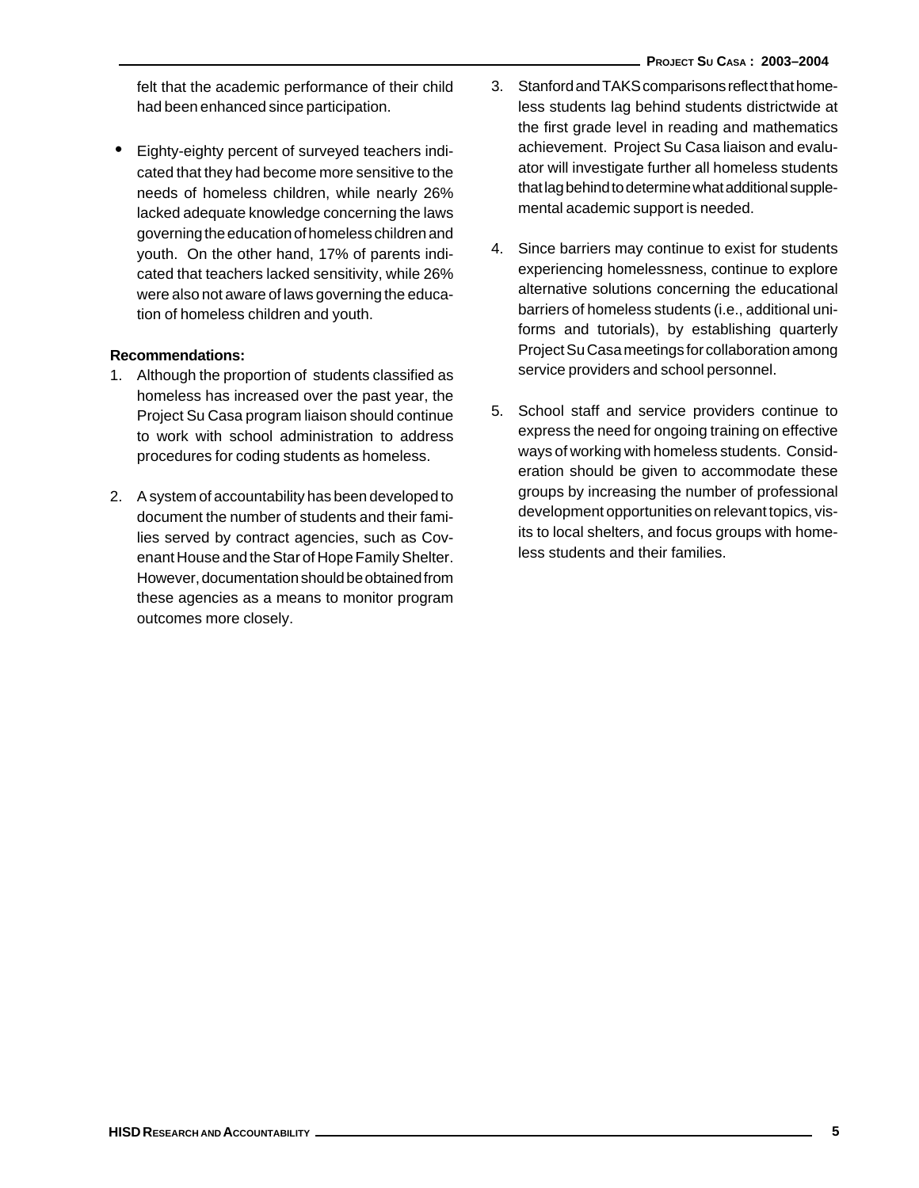felt that the academic performance of their child had been enhanced since participation.

- Eighty-eighty percent of surveyed teachers indicated that they had become more sensitive to the needs of homeless children, while nearly 26% lacked adequate knowledge concerning the laws governing the education of homeless children and youth. On the other hand, 17% of parents indicated that teachers lacked sensitivity, while 26% were also not aware of laws governing the education of homeless children and youth.

**Recommendations:**

1. Although the proportion of students classified as homeless has increased over the past year, the Project Su Casa program liaison should continue to work with school administration to address procedures for coding students as homeless.

2. A system of accountability has been developed to document the number of students and their families served by contract agencies, such as Covenant House and the Star of Hope Family Shelter. However, documentation should be obtained from these agencies as a means to monitor program outcomes more closely.

3. Stanford and TAKS comparisons reflect that homeless students lag behind students districtwide at the first grade level in reading and mathematics achievement. Project Su Casa liaison and evaluator will investigate further all homeless students that lag behind to determine what additional supplemental academic support is needed.

4. Since barriers may continue to exist for students experiencing homelessness, continue to explore alternative solutions concerning the educational barriers of homeless students (i.e., additional uniforms and tutorials), by establishing quarterly Project Su Casa meetings for collaboration among service providers and school personnel.

5. School staff and service providers continue to express the need for ongoing training on effective ways of working with homeless students. Consideration should be given to accommodate these groups by increasing the number of professional development opportunities on relevant topics, visits to local shelters, and focus groups with homeless students and their families.